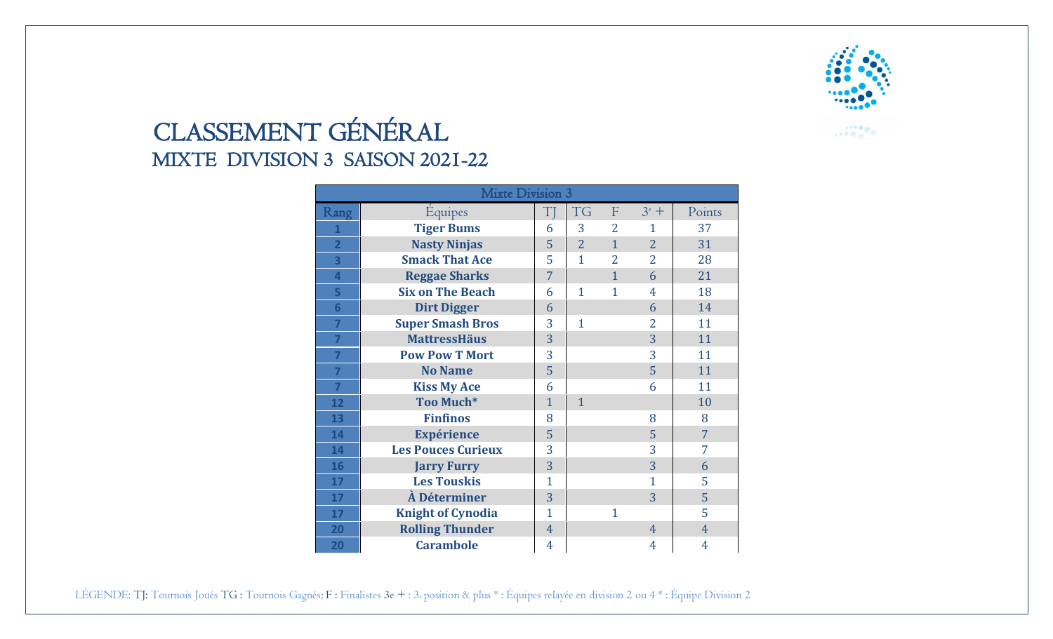# CLASSEMENT GÉNÉRAL

## MIXTE DIVISION 3 SAISON 2021-22

| Mixte Division 3 | | | | | | |
|---|---|---|---|---|---|---|
| Rang | Équipes | TJ | TG | F | 3e + | Points |
| 1 | **Tiger Bums** | 6 | 3 | 2 | 1 | 37 |
| 2 | **Nasty Ninjas** | 5 | 2 | 1 | 2 | 31 |
| 3 | **Smack That Ace** | 5 | 1 | 2 | 2 | 28 |
| 4 | **Reggae Sharks** | 7 | | 1 | 6 | 21 |
| 5 | **Six on The Beach** | 6 | 1 | 1 | 4 | 18 |
| 6 | **Dirt Digger** | 6 | | | 6 | 14 |
| 7 | **Super Smash Bros** | 3 | 1 | | 2 | 11 |
| 7 | **MattressHäus** | 3 | | | 3 | 11 |
| 7 | **Pow Pow T Mort** | 3 | | | 3 | 11 |
| 7 | **No Name** | 5 | | | 5 | 11 |
| 7 | **Kiss My Ace** | 6 | | | 6 | 11 |
| 12 | **Too Much*** | 1 | 1 | | | 10 |
| 13 | **Finfinos** | 8 | | | 8 | 8 |
| 14 | **Expérience** | 5 | | | 5 | 7 |
| 14 | **Les Pouces Curieux** | 3 | | | 3 | 7 |
| 16 | **Jarry Furry** | 3 | | | 3 | 6 |
| 17 | **Les Touskis** | 1 | | | 1 | 5 |
| 17 | **À Déterminer** | 3 | | | 3 | 5 |
| 17 | **Knight of Cynodia** | 1 | | 1 | | 5 |
| 20 | **Rolling Thunder** | 4 | | | 4 | 4 |
| 20 | **Carambole** | 4 | | | 4 | 4 |

LÉGENDE: TJ: Tournois Joués TG : Tournois Gagnés; F : Finalistes 3e + : 3e position & plus * : Équipes relayée en division 2 ou 4 * : Équipe Division 2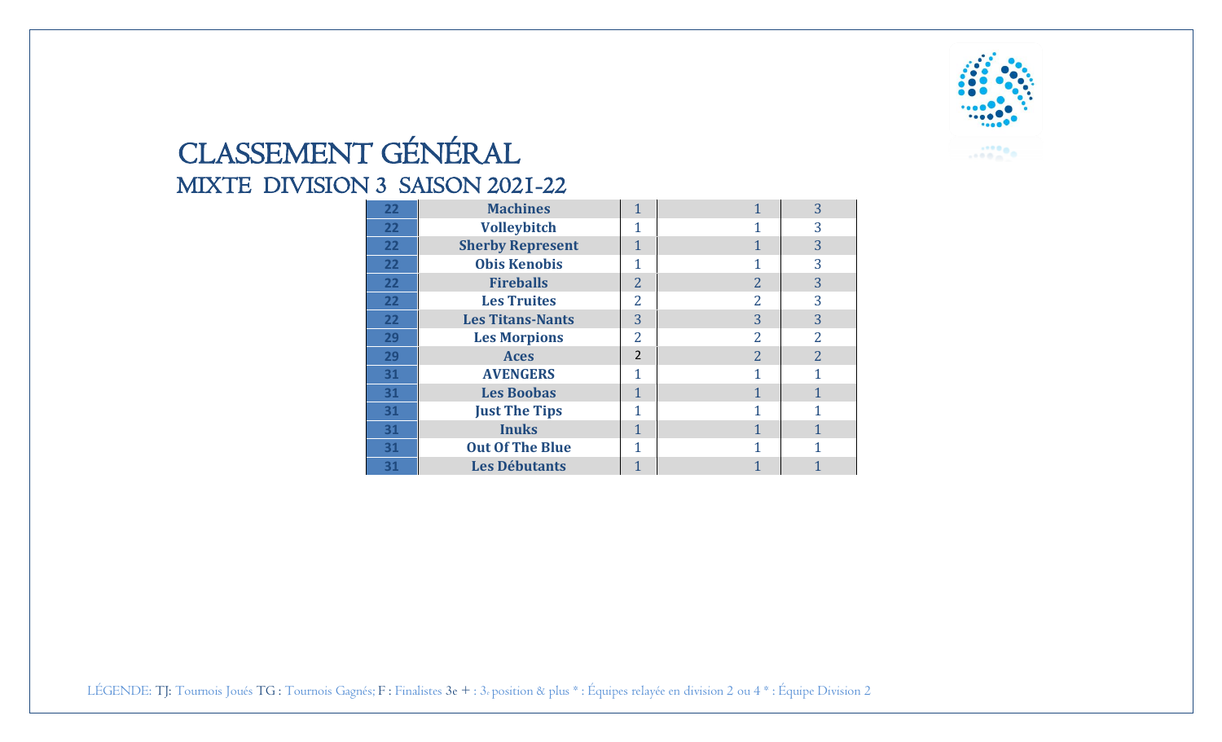# CLASSEMENT GÉNÉRAL

## MIXTE DIVISION 3 SAISON 2021-22

| | | | | |
|---|---|---|---|---|
| 22 | Machines | 1 | 1 | 3 |
| 22 | Volleybitch | 1 | 1 | 3 |
| 22 | Sherby Represent | 1 | 1 | 3 |
| 22 | Obis Kenobis | 1 | 1 | 3 |
| 22 | Fireballs | 2 | 2 | 3 |
| 22 | Les Truites | 2 | 2 | 3 |
| 22 | Les Titans-Nants | 3 | 3 | 3 |
| 29 | Les Morpions | 2 | 2 | 2 |
| 29 | Aces | 2 | 2 | 2 |
| 31 | AVENGERS | 1 | 1 | 1 |
| 31 | Les Boobas | 1 | 1 | 1 |
| 31 | Just The Tips | 1 | 1 | 1 |
| 31 | Inuks | 1 | 1 | 1 |
| 31 | Out Of The Blue | 1 | 1 | 1 |
| 31 | Les Débutants | 1 | 1 | 1 |

LÉGENDE: TJ: Tournois Joués TG : Tournois Gagnés; F : Finalistes 3e + : 3e position & plus * : Équipes relayée en division 2 ou 4 * : Équipe Division 2